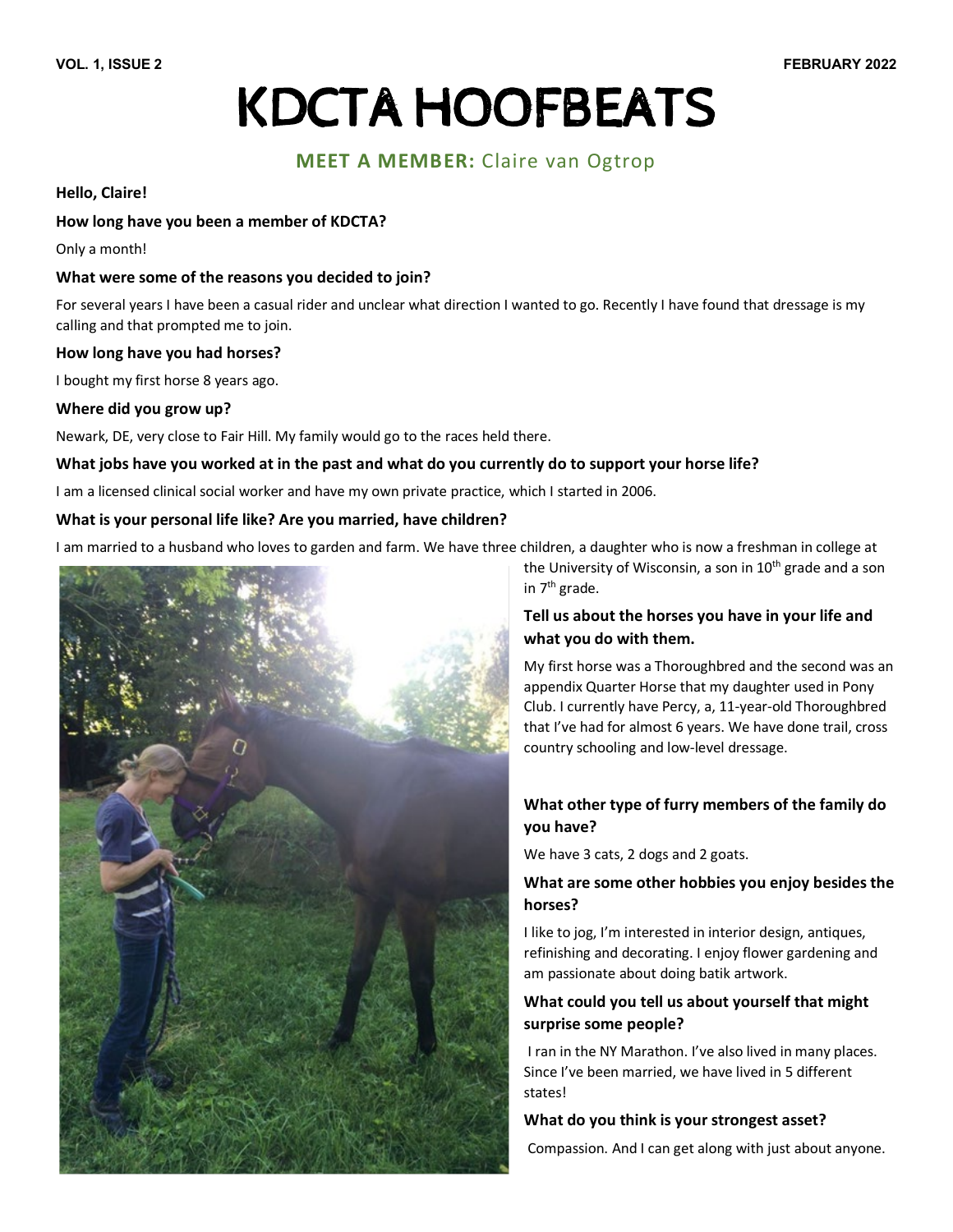# KDCTA HOOFBEATS

## MEET A MEMBER: Claire van Ogtrop

**Hello, Claire!**

**How long have you been a member of KDCTA?**

Only a month!

**What were some of the reasons you decided to join?**

For several years I have been a casual rider and unclear what direction I wanted to go. Recently I have found that dressage is my calling and that prompted me to join.

**How long have you had horses?**

I bought my first horse 8 years ago.

**Where did you grow up?**

Newark, DE, very close to Fair Hill. My family would go to the races held there.

**What jobs have you worked at in the past and what do you currently do to support your horse life?**

I am a licensed clinical social worker and have my own private practice, which I started in 2006.

**What is your personal life like? Are you married, have children?**

I am married to a husband who loves to garden and farm. We have three children, a daughter who is now a freshman in college at the University of Wisconsin, a son in 10th grade and a son in 7th grade.

**Tell us about the horses you have in your life and what you do with them.**

My first horse was a Thoroughbred and the second was an appendix Quarter Horse that my daughter used in Pony Club. I currently have Percy, a, 11-year-old Thoroughbred that I've had for almost 6 years. We have done trail, cross country schooling and low-level dressage.

**What other type of furry members of the family do you have?**

We have 3 cats, 2 dogs and 2 goats.

**What are some other hobbies you enjoy besides the horses?**

I like to jog, I'm interested in interior design, antiques, refinishing and decorating. I enjoy flower gardening and am passionate about doing batik artwork.

**What could you tell us about yourself that might surprise some people?**

I ran in the NY Marathon. I've also lived in many places. Since I've been married, we have lived in 5 different states!

**What do you think is your strongest asset?**

Compassion. And I can get along with just about anyone.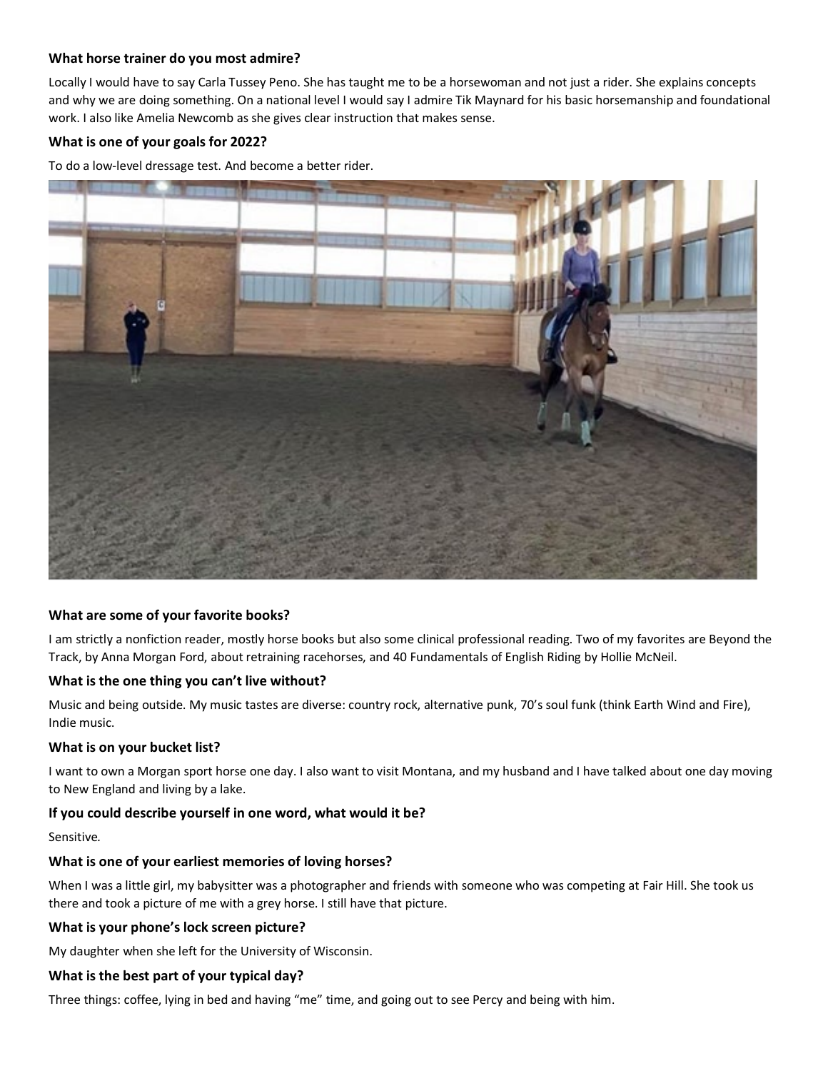**What horse trainer do you most admire?**

Locally I would have to say Carla Tussey Peno. She has taught me to be a horsewoman and not just a rider. She explains concepts and why we are doing something. On a national level I would say I admire Tik Maynard for his basic horsemanship and foundational work. I also like Amelia Newcomb as she gives clear instruction that makes sense.

**What is one of your goals for 2022?**

To do a low-level dressage test. And become a better rider.

**What are some of your favorite books?**

I am strictly a nonfiction reader, mostly horse books but also some clinical professional reading. Two of my favorites are Beyond the Track, by Anna Morgan Ford, about retraining racehorses, and 40 Fundamentals of English Riding by Hollie McNeil.

**What is the one thing you can't live without?**

Music and being outside. My music tastes are diverse: country rock, alternative punk, 70's soul funk (think Earth Wind and Fire), Indie music.

**What is on your bucket list?**

I want to own a Morgan sport horse one day. I also want to visit Montana, and my husband and I have talked about one day moving to New England and living by a lake.

**If you could describe yourself in one word, what would it be?**

Sensitive.

**What is one of your earliest memories of loving horses?**

When I was a little girl, my babysitter was a photographer and friends with someone who was competing at Fair Hill. She took us there and took a picture of me with a grey horse. I still have that picture.

**What is your phone's lock screen picture?**

My daughter when she left for the University of Wisconsin.

**What is the best part of your typical day?**

Three things: coffee, lying in bed and having "me" time, and going out to see Percy and being with him.